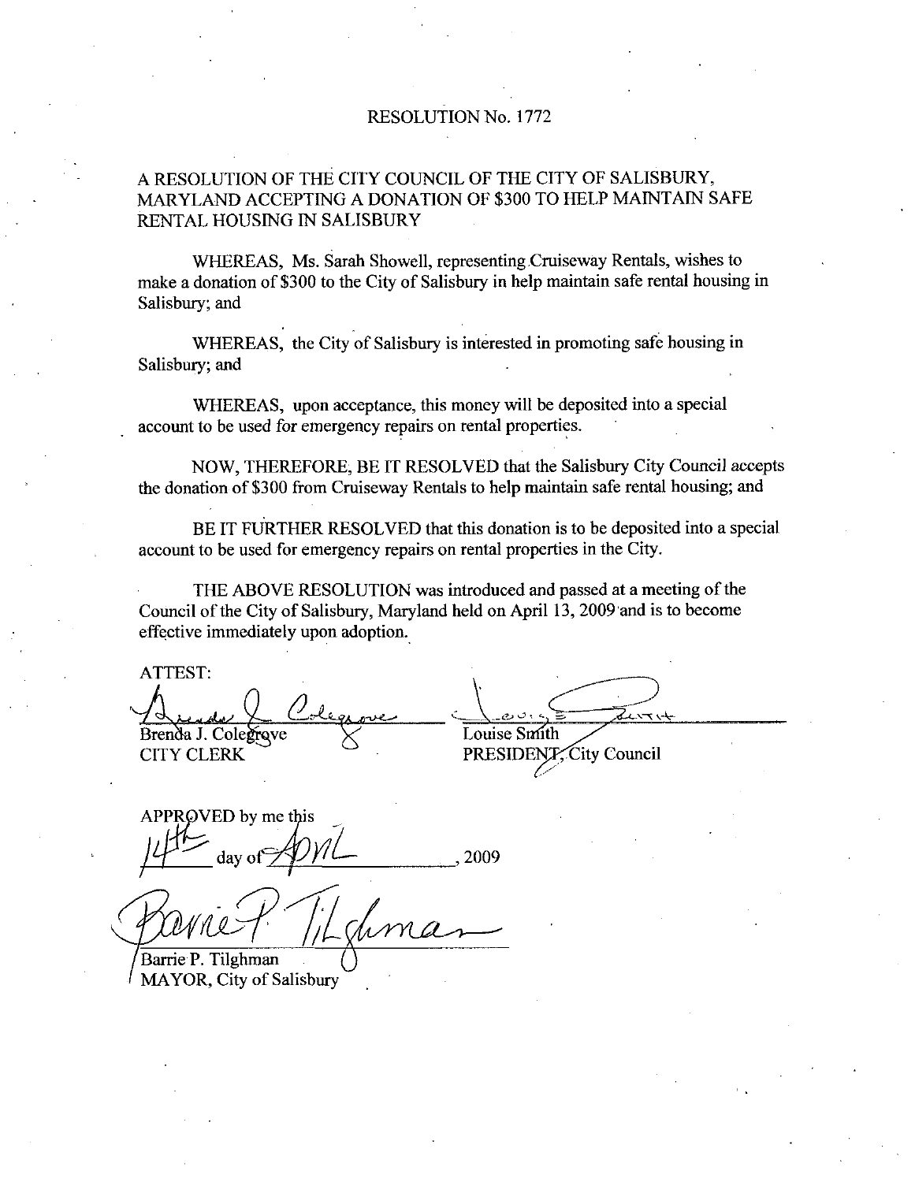# RESOLUTION No. 1772

## A RESOLUTION OF THE CITY COUNCIL OF THE CITY OF SALISBURY, MARYLAND ACCEPTING A DONATION OF $300 TO HELP MAINTAIN SAFE RENTAL HOUSING IN SALISBURY

WHEREAS, Ms. Sarah Showell, representing Cruiseway Rentals, wishes to make a donation of $300 to the City of Salisbury in help maintain safe rental housing in Salisbury; and

WHEREAS, the City of Salisbury is interested in promoting safe housing in Salisbury; and

WHEREAS, upon acceptance, this money will be deposited into a special account to be used for emergency repairs on rental properties.

NOW, THEREFORE, BE IT RESOLVED that the Salisbury City Council accepts the donation of $300 from Cruiseway Rentals to help maintain safe rental housing; and

BE IT FURTHER RESOLVED that this donation is to be deposited into a special account to be used for emergency repairs on rental properties in the City.

THE ABOVE RESOLUTION was introduced and passed at a meeting of the Council of the City of Salisbury, Maryland held on April 13, 2009 and is to become effective immediately upon adoption.

ATTEST:

Brenda J. Colegrove
CITY CLERK

Louise Smith
PRESIDENT, City Council

APPROVED by me this 14th day of April, 2009

Barrie P. Tilghman
MAYOR, City of Salisbury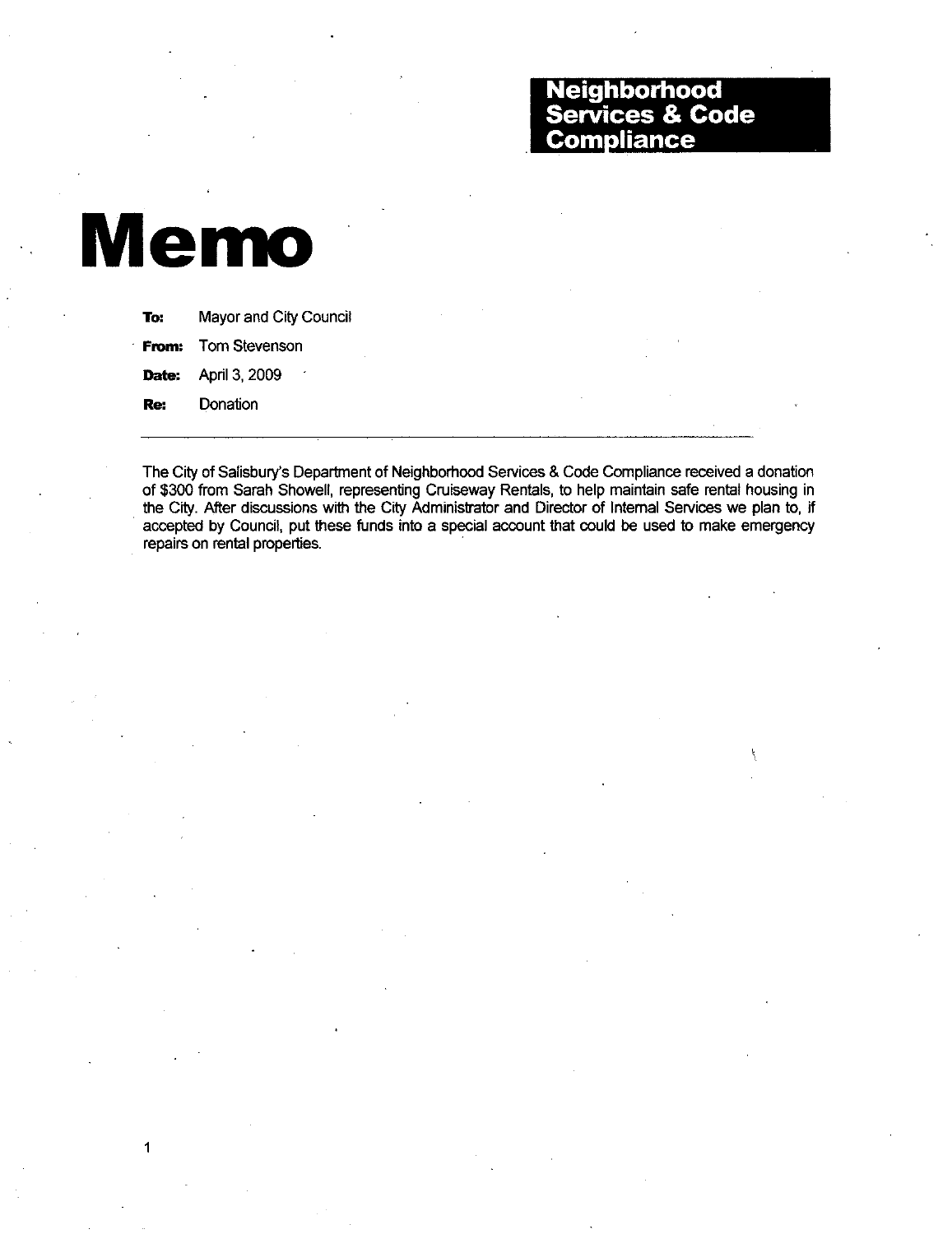**Neighborhood Services & Code Compliance**

# Memo

**To:** Mayor and City Council

**From:** Tom Stevenson

**Date:** April 3, 2009

**Re:** Donation

---

The City of Salisbury's Department of Neighborhood Services & Code Compliance received a donation of $300 from Sarah Showell, representing Cruiseway Rentals, to help maintain safe rental housing in the City. After discussions with the City Administrator and Director of Internal Services we plan to, if accepted by Council, put these funds into a special account that could be used to make emergency repairs on rental properties.